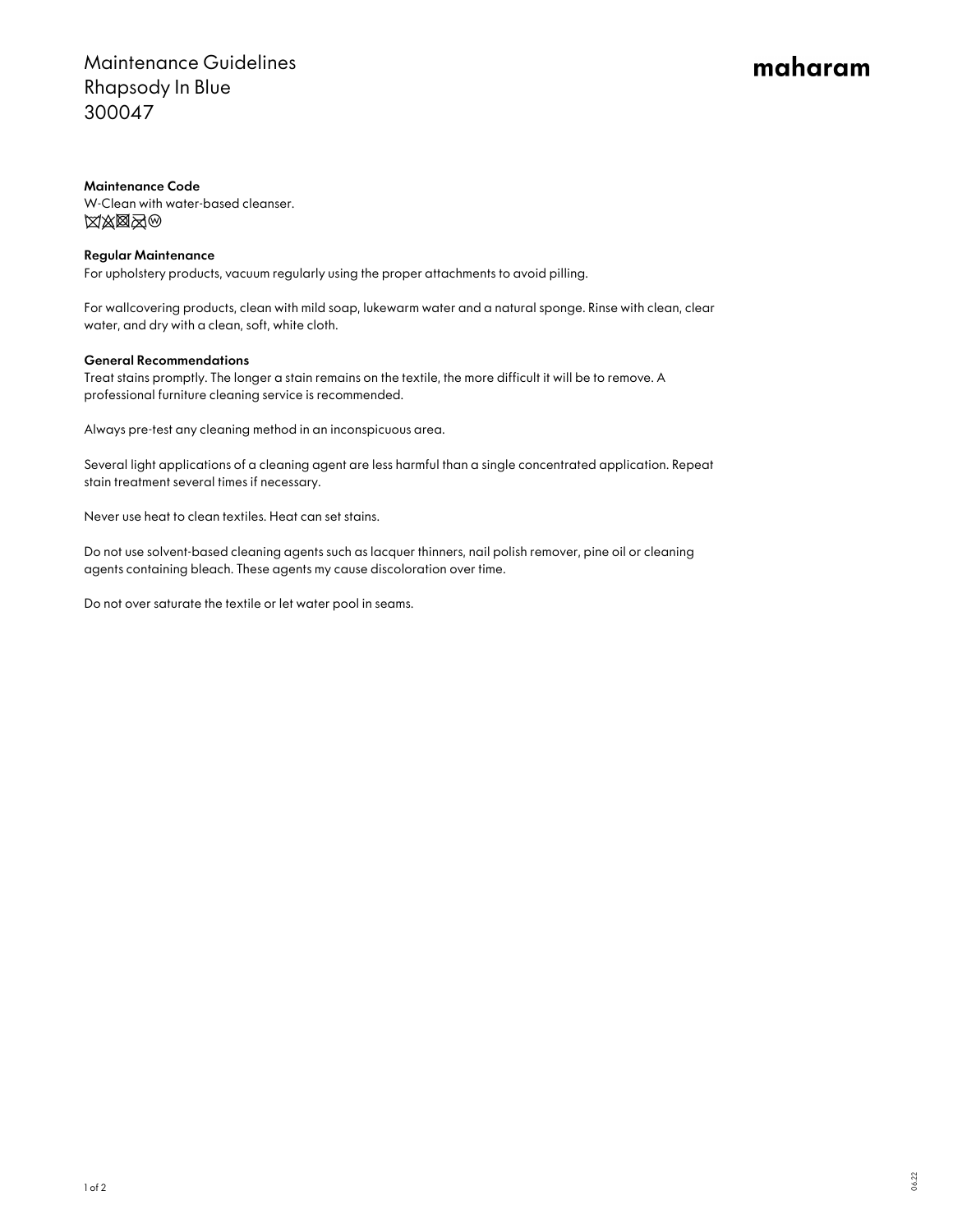# Maintenance Guidelines
# Rhapsody In Blue
# 300047

maharam

**Maintenance Code**
W-Clean with water-based cleanser.
⊠⊠⊠⊠Ⓦ

**Regular Maintenance**
For upholstery products, vacuum regularly using the proper attachments to avoid pilling.

For wallcovering products, clean with mild soap, lukewarm water and a natural sponge. Rinse with clean, clear water, and dry with a clean, soft, white cloth.

**General Recommendations**
Treat stains promptly. The longer a stain remains on the textile, the more difficult it will be to remove. A professional furniture cleaning service is recommended.

Always pre-test any cleaning method in an inconspicuous area.

Several light applications of a cleaning agent are less harmful than a single concentrated application. Repeat stain treatment several times if necessary.

Never use heat to clean textiles. Heat can set stains.

Do not use solvent-based cleaning agents such as lacquer thinners, nail polish remover, pine oil or cleaning agents containing bleach. These agents my cause discoloration over time.

Do not over saturate the textile or let water pool in seams.

06.22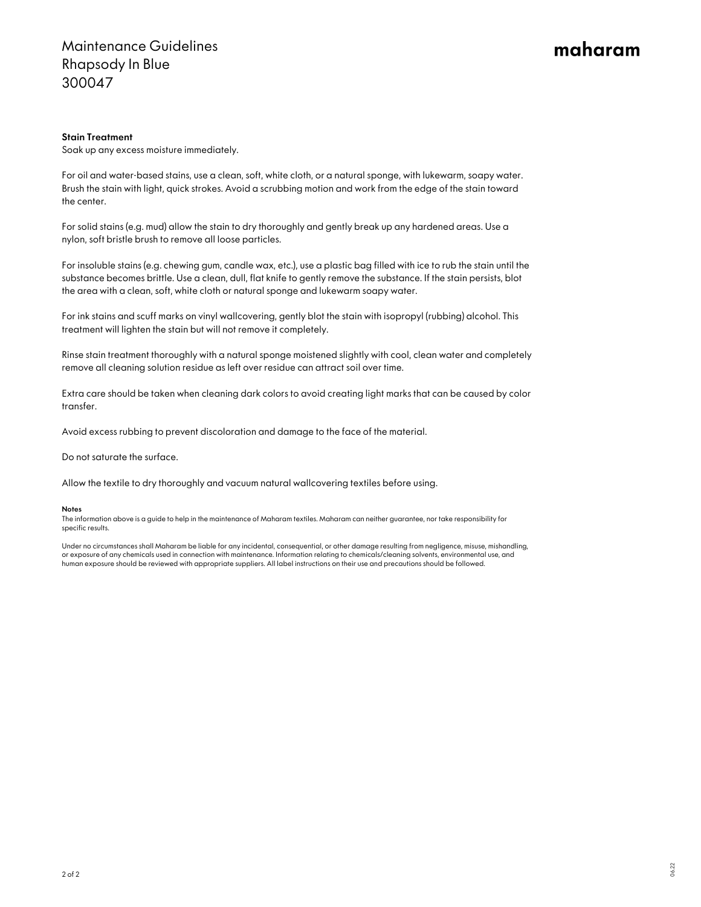Maintenance Guidelines
Rhapsody In Blue
300047

**Stain Treatment**

Soak up any excess moisture immediately.

For oil and water-based stains, use a clean, soft, white cloth, or a natural sponge, with lukewarm, soapy water. Brush the stain with light, quick strokes. Avoid a scrubbing motion and work from the edge of the stain toward the center.

For solid stains (e.g. mud) allow the stain to dry thoroughly and gently break up any hardened areas. Use a nylon, soft bristle brush to remove all loose particles.

For insoluble stains (e.g. chewing gum, candle wax, etc.), use a plastic bag filled with ice to rub the stain until the substance becomes brittle. Use a clean, dull, flat knife to gently remove the substance. If the stain persists, blot the area with a clean, soft, white cloth or natural sponge and lukewarm soapy water.

For ink stains and scuff marks on vinyl wallcovering, gently blot the stain with isopropyl (rubbing) alcohol. This treatment will lighten the stain but will not remove it completely.

Rinse stain treatment thoroughly with a natural sponge moistened slightly with cool, clean water and completely remove all cleaning solution residue as left over residue can attract soil over time.

Extra care should be taken when cleaning dark colors to avoid creating light marks that can be caused by color transfer.

Avoid excess rubbing to prevent discoloration and damage to the face of the material.

Do not saturate the surface.

Allow the textile to dry thoroughly and vacuum natural wallcovering textiles before using.

**Notes**

The information above is a guide to help in the maintenance of Maharam textiles. Maharam can neither guarantee, nor take responsibility for specific results.

Under no circumstances shall Maharam be liable for any incidental, consequential, or other damage resulting from negligence, misuse, mishandling, or exposure of any chemicals used in connection with maintenance. Information relating to chemicals/cleaning solvents, environmental use, and human exposure should be reviewed with appropriate suppliers. All label instructions on their use and precautions should be followed.